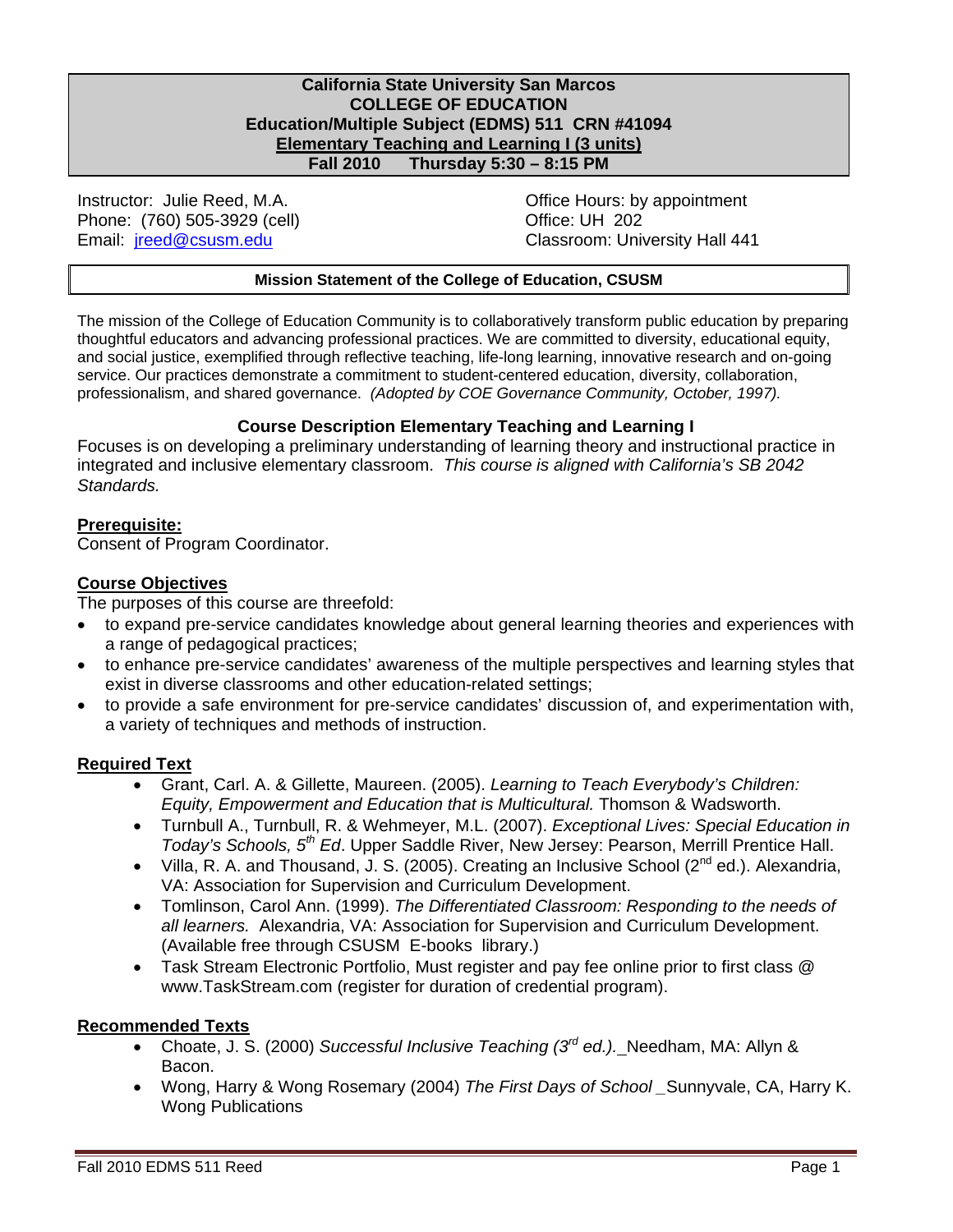**California State University San Marcos**
**COLLEGE OF EDUCATION**
**Education/Multiple Subject (EDMS) 511 CRN #41094**
**Elementary Teaching and Learning I (3 units)**
**Fall 2010 Thursday 5:30 – 8:15 PM**

Instructor: Julie Reed, M.A.
Phone: (760) 505-3929 (cell)
Email: jreed@csusm.edu

Office Hours: by appointment
Office: UH 202
Classroom: University Hall 441

## Mission Statement of the College of Education, CSUSM

The mission of the College of Education Community is to collaboratively transform public education by preparing thoughtful educators and advancing professional practices. We are committed to diversity, educational equity, and social justice, exemplified through reflective teaching, life-long learning, innovative research and on-going service. Our practices demonstrate a commitment to student-centered education, diversity, collaboration, professionalism, and shared governance. *(Adopted by COE Governance Community, October, 1997).*

## Course Description Elementary Teaching and Learning I

Focuses is on developing a preliminary understanding of learning theory and instructional practice in integrated and inclusive elementary classroom. *This course is aligned with California's SB 2042 Standards.*

### Prerequisite:

Consent of Program Coordinator.

### Course Objectives

The purposes of this course are threefold:

- to expand pre-service candidates knowledge about general learning theories and experiences with a range of pedagogical practices;
- to enhance pre-service candidates' awareness of the multiple perspectives and learning styles that exist in diverse classrooms and other education-related settings;
- to provide a safe environment for pre-service candidates' discussion of, and experimentation with, a variety of techniques and methods of instruction.

### Required Text

- Grant, Carl. A. & Gillette, Maureen. (2005). *Learning to Teach Everybody's Children: Equity, Empowerment and Education that is Multicultural.* Thomson & Wadsworth.
- Turnbull A., Turnbull, R. & Wehmeyer, M.L. (2007). *Exceptional Lives: Special Education in Today's Schools, 5th Ed*. Upper Saddle River, New Jersey: Pearson, Merrill Prentice Hall.
- Villa, R. A. and Thousand, J. S. (2005). Creating an Inclusive School (2nd ed.). Alexandria, VA: Association for Supervision and Curriculum Development.
- Tomlinson, Carol Ann. (1999). *The Differentiated Classroom: Responding to the needs of all learners.* Alexandria, VA: Association for Supervision and Curriculum Development. (Available free through CSUSM E-books library.)
- Task Stream Electronic Portfolio, Must register and pay fee online prior to first class @ www.TaskStream.com (register for duration of credential program).

### Recommended Texts

- Choate, J. S. (2000) *Successful Inclusive Teaching (3rd ed.).* Needham, MA: Allyn & Bacon.
- Wong, Harry & Wong Rosemary (2004) *The First Days of School* Sunnyvale, CA, Harry K. Wong Publications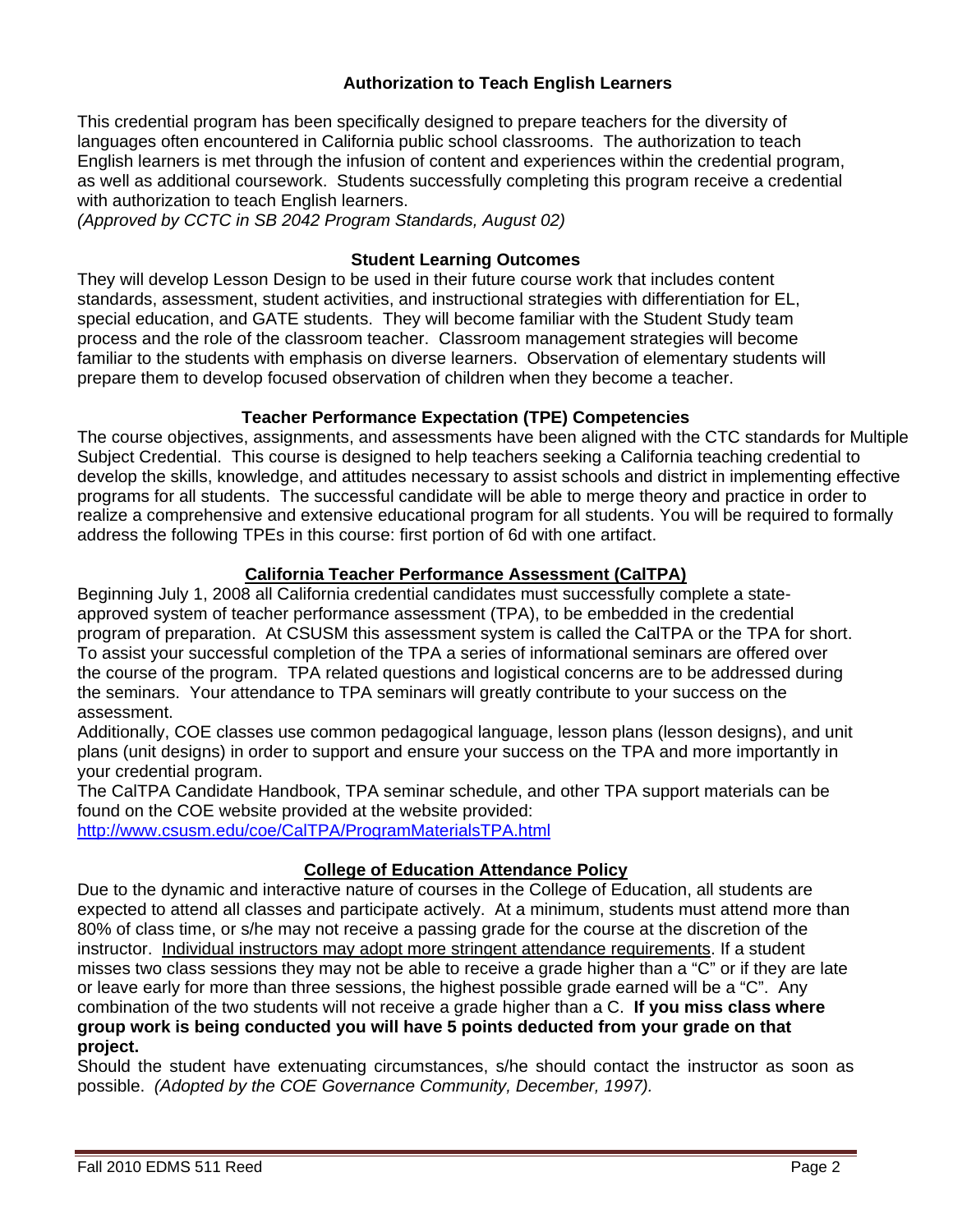## Authorization to Teach English Learners

This credential program has been specifically designed to prepare teachers for the diversity of languages often encountered in California public school classrooms. The authorization to teach English learners is met through the infusion of content and experiences within the credential program, as well as additional coursework. Students successfully completing this program receive a credential with authorization to teach English learners.
*(Approved by CCTC in SB 2042 Program Standards, August 02)*

## Student Learning Outcomes

They will develop Lesson Design to be used in their future course work that includes content standards, assessment, student activities, and instructional strategies with differentiation for EL, special education, and GATE students. They will become familiar with the Student Study team process and the role of the classroom teacher. Classroom management strategies will become familiar to the students with emphasis on diverse learners. Observation of elementary students will prepare them to develop focused observation of children when they become a teacher.

## Teacher Performance Expectation (TPE) Competencies

The course objectives, assignments, and assessments have been aligned with the CTC standards for Multiple Subject Credential. This course is designed to help teachers seeking a California teaching credential to develop the skills, knowledge, and attitudes necessary to assist schools and district in implementing effective programs for all students. The successful candidate will be able to merge theory and practice in order to realize a comprehensive and extensive educational program for all students. You will be required to formally address the following TPEs in this course: first portion of 6d with one artifact.

## California Teacher Performance Assessment (CalTPA)

Beginning July 1, 2008 all California credential candidates must successfully complete a state-approved system of teacher performance assessment (TPA), to be embedded in the credential program of preparation. At CSUSM this assessment system is called the CalTPA or the TPA for short. To assist your successful completion of the TPA a series of informational seminars are offered over the course of the program. TPA related questions and logistical concerns are to be addressed during the seminars. Your attendance to TPA seminars will greatly contribute to your success on the assessment.
Additionally, COE classes use common pedagogical language, lesson plans (lesson designs), and unit plans (unit designs) in order to support and ensure your success on the TPA and more importantly in your credential program.
The CalTPA Candidate Handbook, TPA seminar schedule, and other TPA support materials can be found on the COE website provided at the website provided:
http://www.csusm.edu/coe/CalTPA/ProgramMaterialsTPA.html

## College of Education Attendance Policy

Due to the dynamic and interactive nature of courses in the College of Education, all students are expected to attend all classes and participate actively. At a minimum, students must attend more than 80% of class time, or s/he may not receive a passing grade for the course at the discretion of the instructor. Individual instructors may adopt more stringent attendance requirements. If a student misses two class sessions they may not be able to receive a grade higher than a "C" or if they are late or leave early for more than three sessions, the highest possible grade earned will be a "C". Any combination of the two students will not receive a grade higher than a C. **If you miss class where group work is being conducted you will have 5 points deducted from your grade on that project.**
Should the student have extenuating circumstances, s/he should contact the instructor as soon as possible. *(Adopted by the COE Governance Community, December, 1997).*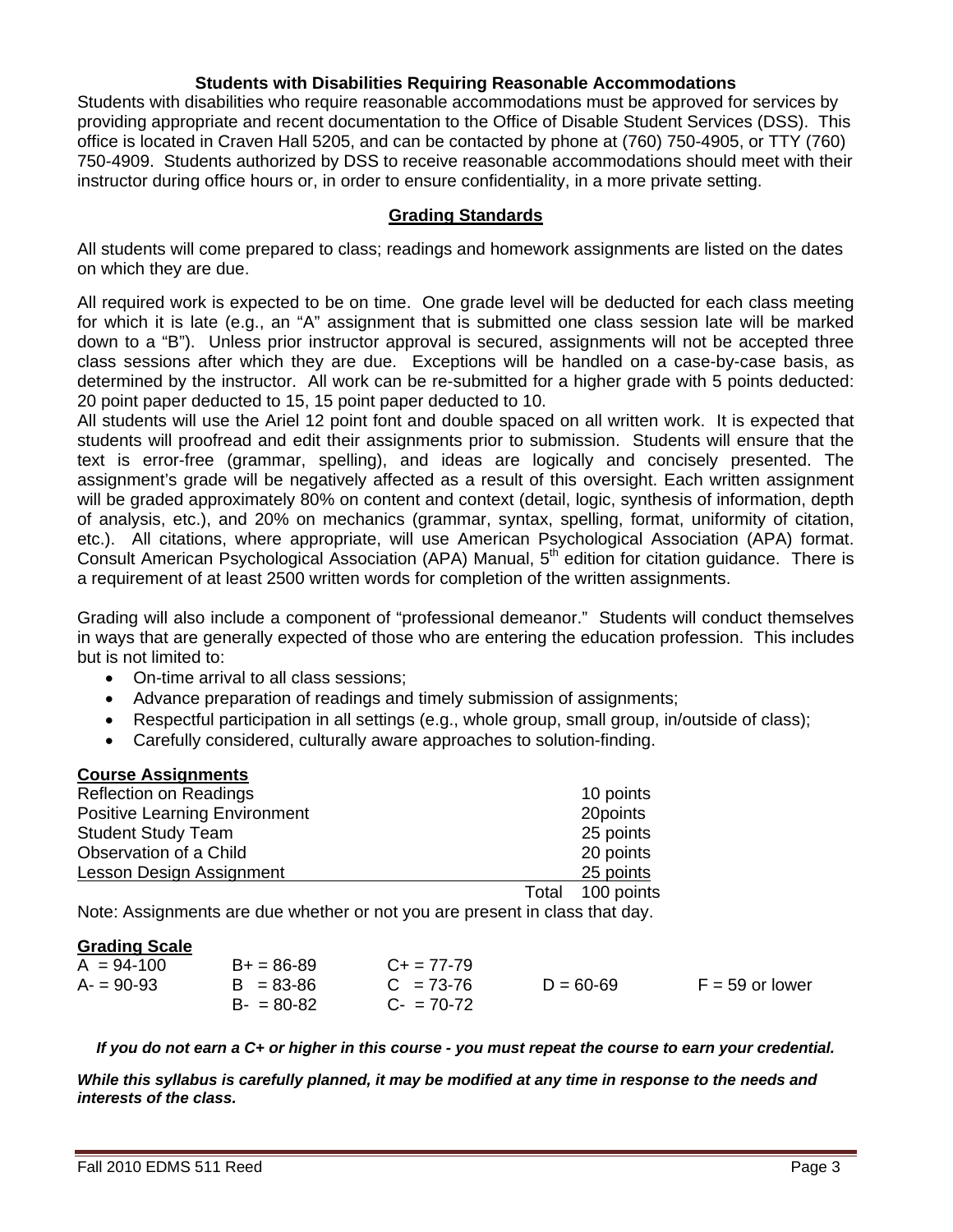### Students with Disabilities Requiring Reasonable Accommodations

Students with disabilities who require reasonable accommodations must be approved for services by providing appropriate and recent documentation to the Office of Disable Student Services (DSS). This office is located in Craven Hall 5205, and can be contacted by phone at (760) 750-4905, or TTY (760) 750-4909. Students authorized by DSS to receive reasonable accommodations should meet with their instructor during office hours or, in order to ensure confidentiality, in a more private setting.

## Grading Standards

All students will come prepared to class; readings and homework assignments are listed on the dates on which they are due.

All required work is expected to be on time. One grade level will be deducted for each class meeting for which it is late (e.g., an "A" assignment that is submitted one class session late will be marked down to a "B"). Unless prior instructor approval is secured, assignments will not be accepted three class sessions after which they are due. Exceptions will be handled on a case-by-case basis, as determined by the instructor. All work can be re-submitted for a higher grade with 5 points deducted: 20 point paper deducted to 15, 15 point paper deducted to 10.

All students will use the Ariel 12 point font and double spaced on all written work. It is expected that students will proofread and edit their assignments prior to submission. Students will ensure that the text is error-free (grammar, spelling), and ideas are logically and concisely presented. The assignment's grade will be negatively affected as a result of this oversight. Each written assignment will be graded approximately 80% on content and context (detail, logic, synthesis of information, depth of analysis, etc.), and 20% on mechanics (grammar, syntax, spelling, format, uniformity of citation, etc.). All citations, where appropriate, will use American Psychological Association (APA) format. Consult American Psychological Association (APA) Manual, 5th edition for citation guidance. There is a requirement of at least 2500 written words for completion of the written assignments.

Grading will also include a component of "professional demeanor." Students will conduct themselves in ways that are generally expected of those who are entering the education profession. This includes but is not limited to:

- On-time arrival to all class sessions;
- Advance preparation of readings and timely submission of assignments;
- Respectful participation in all settings (e.g., whole group, small group, in/outside of class);
- Carefully considered, culturally aware approaches to solution-finding.

**Course Assignments**

| Assignment | Points |
|---|---|
| Reflection on Readings | 10 points |
| Positive Learning Environment | 20points |
| Student Study Team | 25 points |
| Observation of a Child | 20 points |
| Lesson Design Assignment | 25 points |
| Total | 100 points |

Note: Assignments are due whether or not you are present in class that day.

**Grading Scale**

| | | | | |
|---|---|---|---|---|
| A = 94-100 | B+ = 86-89 | C+ = 77-79 | | |
| A- = 90-93 | B = 83-86 | C = 73-76 | D = 60-69 | F = 59 or lower |
| | B- = 80-82 | C- = 70-72 | | |

***If you do not earn a C+ or higher in this course - you must repeat the course to earn your credential.***

***While this syllabus is carefully planned, it may be modified at any time in response to the needs and interests of the class.***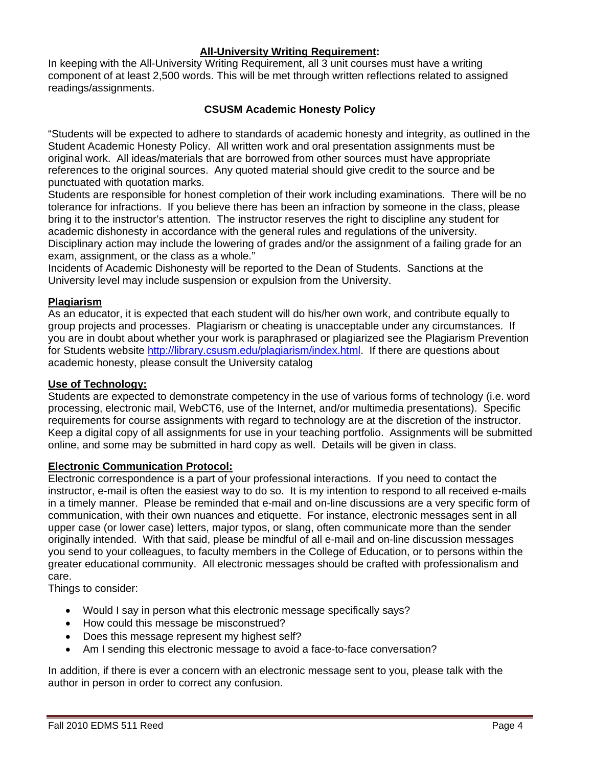### All-University Writing Requirement:

In keeping with the All-University Writing Requirement, all 3 unit courses must have a writing component of at least 2,500 words. This will be met through written reflections related to assigned readings/assignments.

### CSUSM Academic Honesty Policy

"Students will be expected to adhere to standards of academic honesty and integrity, as outlined in the Student Academic Honesty Policy. All written work and oral presentation assignments must be original work. All ideas/materials that are borrowed from other sources must have appropriate references to the original sources. Any quoted material should give credit to the source and be punctuated with quotation marks.

Students are responsible for honest completion of their work including examinations. There will be no tolerance for infractions. If you believe there has been an infraction by someone in the class, please bring it to the instructor's attention. The instructor reserves the right to discipline any student for academic dishonesty in accordance with the general rules and regulations of the university. Disciplinary action may include the lowering of grades and/or the assignment of a failing grade for an exam, assignment, or the class as a whole."

Incidents of Academic Dishonesty will be reported to the Dean of Students. Sanctions at the University level may include suspension or expulsion from the University.

### Plagiarism

As an educator, it is expected that each student will do his/her own work, and contribute equally to group projects and processes. Plagiarism or cheating is unacceptable under any circumstances. If you are in doubt about whether your work is paraphrased or plagiarized see the Plagiarism Prevention for Students website http://library.csusm.edu/plagiarism/index.html. If there are questions about academic honesty, please consult the University catalog

### Use of Technology:

Students are expected to demonstrate competency in the use of various forms of technology (i.e. word processing, electronic mail, WebCT6, use of the Internet, and/or multimedia presentations). Specific requirements for course assignments with regard to technology are at the discretion of the instructor. Keep a digital copy of all assignments for use in your teaching portfolio. Assignments will be submitted online, and some may be submitted in hard copy as well. Details will be given in class.

### Electronic Communication Protocol:

Electronic correspondence is a part of your professional interactions. If you need to contact the instructor, e-mail is often the easiest way to do so. It is my intention to respond to all received e-mails in a timely manner. Please be reminded that e-mail and on-line discussions are a very specific form of communication, with their own nuances and etiquette. For instance, electronic messages sent in all upper case (or lower case) letters, major typos, or slang, often communicate more than the sender originally intended. With that said, please be mindful of all e-mail and on-line discussion messages you send to your colleagues, to faculty members in the College of Education, or to persons within the greater educational community. All electronic messages should be crafted with professionalism and care.

Things to consider:

- Would I say in person what this electronic message specifically says?
- How could this message be misconstrued?
- Does this message represent my highest self?
- Am I sending this electronic message to avoid a face-to-face conversation?

In addition, if there is ever a concern with an electronic message sent to you, please talk with the author in person in order to correct any confusion.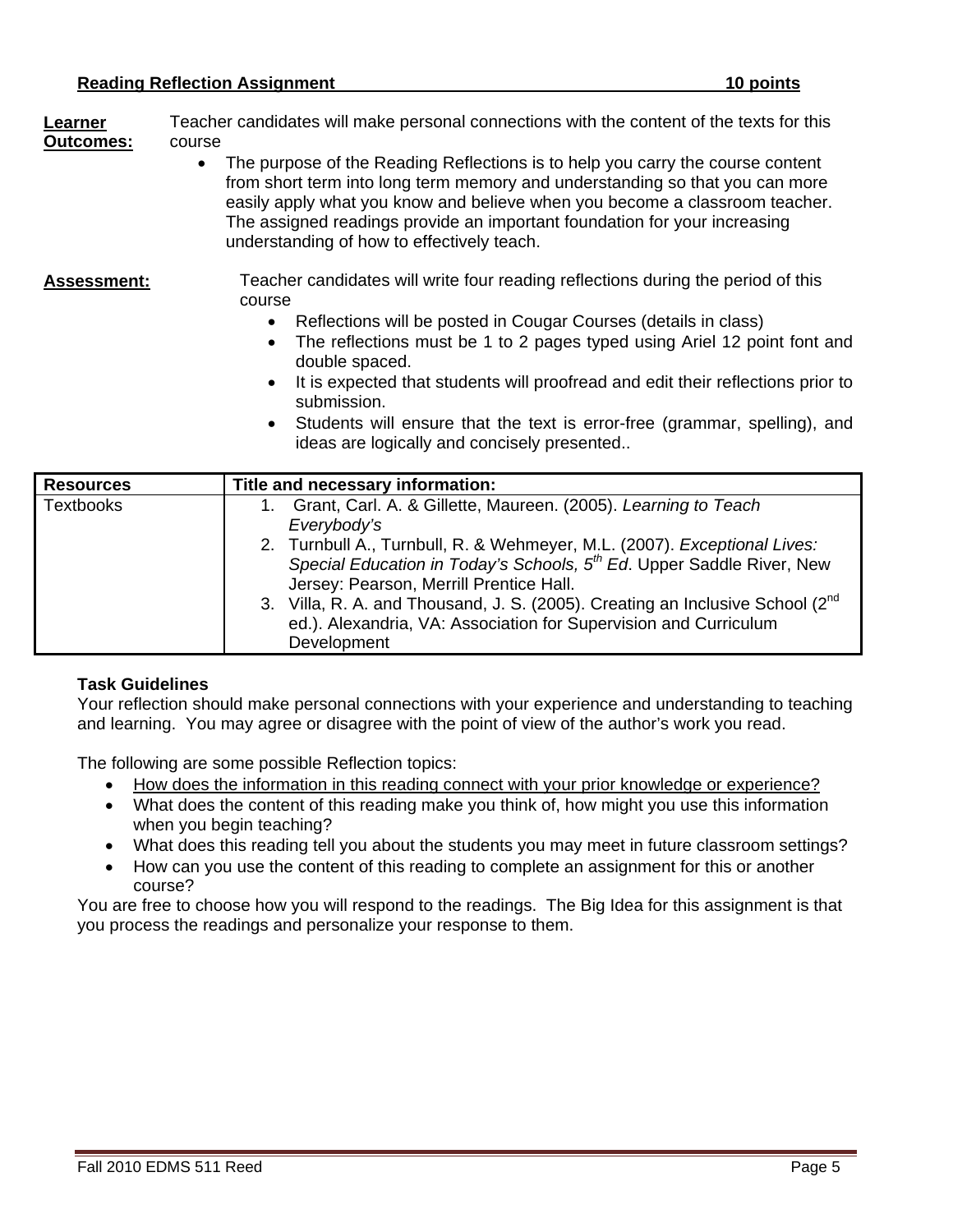**Reading Reflection Assignment** **10 points**

**Learner Outcomes:** Teacher candidates will make personal connections with the content of the texts for this course

- The purpose of the Reading Reflections is to help you carry the course content from short term into long term memory and understanding so that you can more easily apply what you know and believe when you become a classroom teacher. The assigned readings provide an important foundation for your increasing understanding of how to effectively teach.

**Assessment:** Teacher candidates will write four reading reflections during the period of this course

- Reflections will be posted in Cougar Courses (details in class)
- The reflections must be 1 to 2 pages typed using Ariel 12 point font and double spaced.
- It is expected that students will proofread and edit their reflections prior to submission.
- Students will ensure that the text is error-free (grammar, spelling), and ideas are logically and concisely presented..

| Resources | Title and necessary information: |
|---|---|
| Textbooks | 1. Grant, Carl. A. & Gillette, Maureen. (2005). *Learning to Teach Everybody's*<br>2. Turnbull A., Turnbull, R. & Wehmeyer, M.L. (2007). *Exceptional Lives: Special Education in Today's Schools, 5th Ed*. Upper Saddle River, New Jersey: Pearson, Merrill Prentice Hall.<br>3. Villa, R. A. and Thousand, J. S. (2005). Creating an Inclusive School (2nd ed.). Alexandria, VA: Association for Supervision and Curriculum Development |

**Task Guidelines**

Your reflection should make personal connections with your experience and understanding to teaching and learning. You may agree or disagree with the point of view of the author's work you read.

The following are some possible Reflection topics:

- How does the information in this reading connect with your prior knowledge or experience?
- What does the content of this reading make you think of, how might you use this information when you begin teaching?
- What does this reading tell you about the students you may meet in future classroom settings?
- How can you use the content of this reading to complete an assignment for this or another course?

You are free to choose how you will respond to the readings. The Big Idea for this assignment is that you process the readings and personalize your response to them.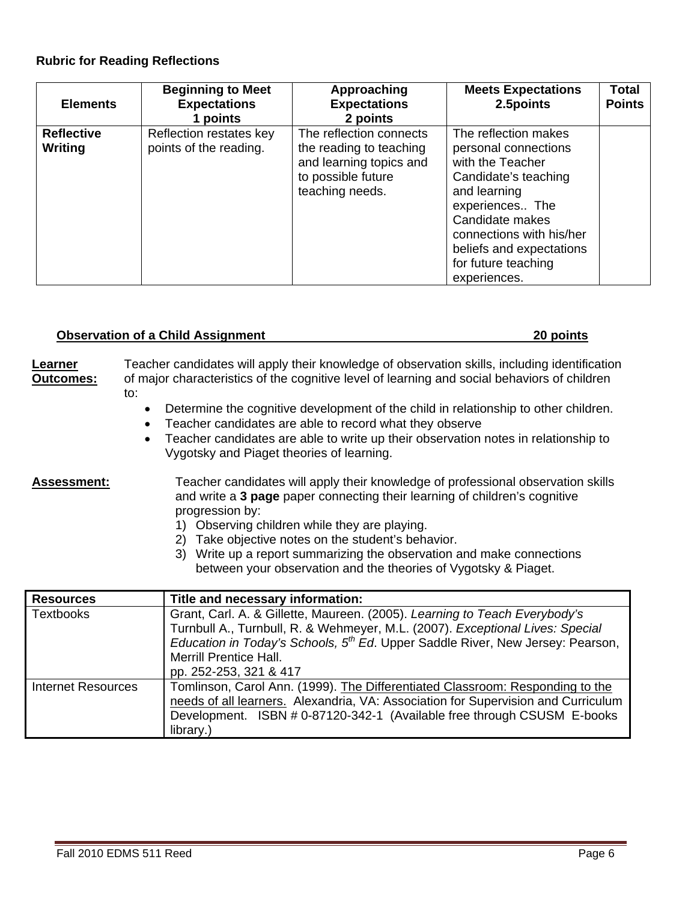**Rubric for Reading Reflections**

| Elements | Beginning to Meet Expectations 1 points | Approaching Expectations 2 points | Meets Expectations 2.5points | Total Points |
|---|---|---|---|---|
| **Reflective Writing** | Reflection restates key points of the reading. | The reflection connects the reading to teaching and learning topics and to possible future teaching needs. | The reflection makes personal connections with the Teacher Candidate's teaching and learning experiences.. The Candidate makes connections with his/her beliefs and expectations for future teaching experiences. | |

**Observation of a Child Assignment** **20 points**

**Learner Outcomes:** Teacher candidates will apply their knowledge of observation skills, including identification of major characteristics of the cognitive level of learning and social behaviors of children to:

- Determine the cognitive development of the child in relationship to other children.
- Teacher candidates are able to record what they observe
- Teacher candidates are able to write up their observation notes in relationship to Vygotsky and Piaget theories of learning.

**Assessment:** Teacher candidates will apply their knowledge of professional observation skills and write a **3 page** paper connecting their learning of children's cognitive progression by:

1) Observing children while they are playing.
2) Take objective notes on the student's behavior.
3) Write up a report summarizing the observation and make connections between your observation and the theories of Vygotsky & Piaget.

| Resources | Title and necessary information: |
|---|---|
| Textbooks | Grant, Carl. A. & Gillette, Maureen. (2005). *Learning to Teach Everybody's* Turnbull A., Turnbull, R. & Wehmeyer, M.L. (2007). *Exceptional Lives: Special Education in Today's Schools, 5th Ed*. Upper Saddle River, New Jersey: Pearson, Merrill Prentice Hall. pp. 252-253, 321 & 417 |
| Internet Resources | Tomlinson, Carol Ann. (1999). The Differentiated Classroom: Responding to the needs of all learners. Alexandria, VA: Association for Supervision and Curriculum Development. ISBN # 0-87120-342-1 (Available free through CSUSM E-books library.) |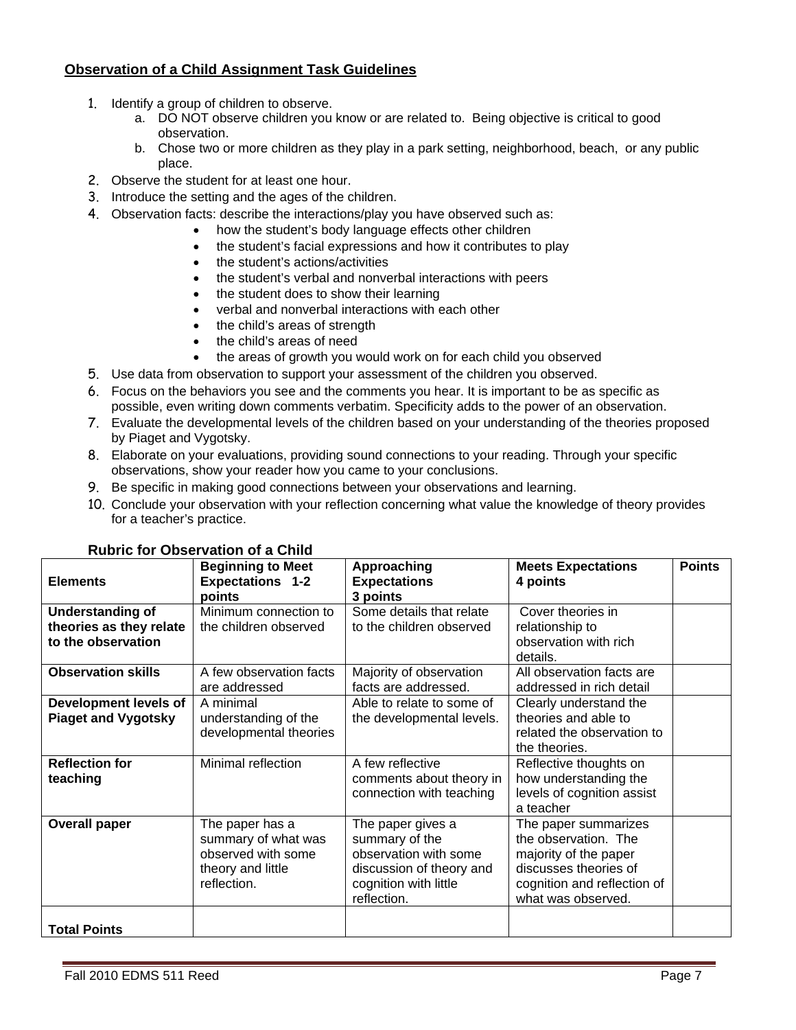**Observation of a Child Assignment Task Guidelines**

1. Identify a group of children to observe.
   a. DO NOT observe children you know or are related to. Being objective is critical to good observation.
   b. Chose two or more children as they play in a park setting, neighborhood, beach, or any public place.
2. Observe the student for at least one hour.
3. Introduce the setting and the ages of the children.
4. Observation facts: describe the interactions/play you have observed such as:
   - how the student's body language effects other children
   - the student's facial expressions and how it contributes to play
   - the student's actions/activities
   - the student's verbal and nonverbal interactions with peers
   - the student does to show their learning
   - verbal and nonverbal interactions with each other
   - the child's areas of strength
   - the child's areas of need
   - the areas of growth you would work on for each child you observed
5. Use data from observation to support your assessment of the children you observed.
6. Focus on the behaviors you see and the comments you hear. It is important to be as specific as possible, even writing down comments verbatim. Specificity adds to the power of an observation.
7. Evaluate the developmental levels of the children based on your understanding of the theories proposed by Piaget and Vygotsky.
8. Elaborate on your evaluations, providing sound connections to your reading. Through your specific observations, show your reader how you came to your conclusions.
9. Be specific in making good connections between your observations and learning.
10. Conclude your observation with your reflection concerning what value the knowledge of theory provides for a teacher's practice.

**Rubric for Observation of a Child**

| Elements | Beginning to Meet Expectations 1-2 points | Approaching Expectations 3 points | Meets Expectations 4 points | Points |
|---|---|---|---|---|
| **Understanding of theories as they relate to the observation** | Minimum connection to the children observed | Some details that relate to the children observed | Cover theories in relationship to observation with rich details. | |
| **Observation skills** | A few observation facts are addressed | Majority of observation facts are addressed. | All observation facts are addressed in rich detail | |
| **Development levels of Piaget and Vygotsky** | A minimal understanding of the developmental theories | Able to relate to some of the developmental levels. | Clearly understand the theories and able to related the observation to the theories. | |
| **Reflection for teaching** | Minimal reflection | A few reflective comments about theory in connection with teaching | Reflective thoughts on how understanding the levels of cognition assist a teacher | |
| **Overall paper** | The paper has a summary of what was observed with some theory and little reflection. | The paper gives a summary of the observation with some discussion of theory and cognition with little reflection. | The paper summarizes the observation. The majority of the paper discusses theories of cognition and reflection of what was observed. | |
| **Total Points** | | | | |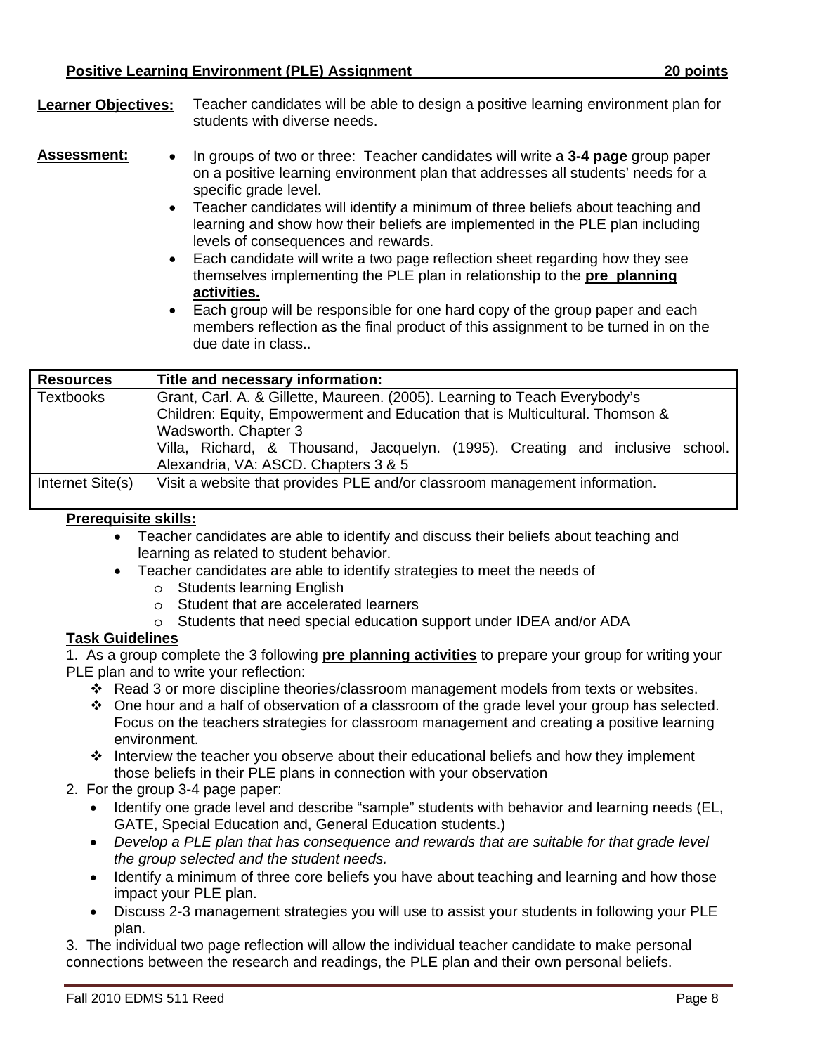**Positive Learning Environment (PLE) Assignment 20 points**

**Learner Objectives:** Teacher candidates will be able to design a positive learning environment plan for students with diverse needs.

**Assessment:**

- In groups of two or three: Teacher candidates will write a **3-4 page** group paper on a positive learning environment plan that addresses all students' needs for a specific grade level.
- Teacher candidates will identify a minimum of three beliefs about teaching and learning and show how their beliefs are implemented in the PLE plan including levels of consequences and rewards.
- Each candidate will write a two page reflection sheet regarding how they see themselves implementing the PLE plan in relationship to the **pre planning activities.**
- Each group will be responsible for one hard copy of the group paper and each members reflection as the final product of this assignment to be turned in on the due date in class..

| **Resources** | **Title and necessary information:** |
|---|---|
| Textbooks | Grant, Carl. A. & Gillette, Maureen. (2005). Learning to Teach Everybody's Children: Equity, Empowerment and Education that is Multicultural. Thomson & Wadsworth. Chapter 3<br>Villa, Richard, & Thousand, Jacquelyn. (1995). Creating and inclusive school. Alexandria, VA: ASCD. Chapters 3 & 5 |
| Internet Site(s) | Visit a website that provides PLE and/or classroom management information. |

**Prerequisite skills:**

- Teacher candidates are able to identify and discuss their beliefs about teaching and learning as related to student behavior.
- Teacher candidates are able to identify strategies to meet the needs of
  - Students learning English
  - Student that are accelerated learners
  - Students that need special education support under IDEA and/or ADA

**Task Guidelines**

1. As a group complete the 3 following **pre planning activities** to prepare your group for writing your PLE plan and to write your reflection:
   - Read 3 or more discipline theories/classroom management models from texts or websites.
   - One hour and a half of observation of a classroom of the grade level your group has selected. Focus on the teachers strategies for classroom management and creating a positive learning environment.
   - Interview the teacher you observe about their educational beliefs and how they implement those beliefs in their PLE plans in connection with your observation
2. For the group 3-4 page paper:
   - Identify one grade level and describe "sample" students with behavior and learning needs (EL, GATE, Special Education and, General Education students.)
   - *Develop a PLE plan that has consequence and rewards that are suitable for that grade level the group selected and the student needs.*
   - Identify a minimum of three core beliefs you have about teaching and learning and how those impact your PLE plan.
   - Discuss 2-3 management strategies you will use to assist your students in following your PLE plan.
3. The individual two page reflection will allow the individual teacher candidate to make personal connections between the research and readings, the PLE plan and their own personal beliefs.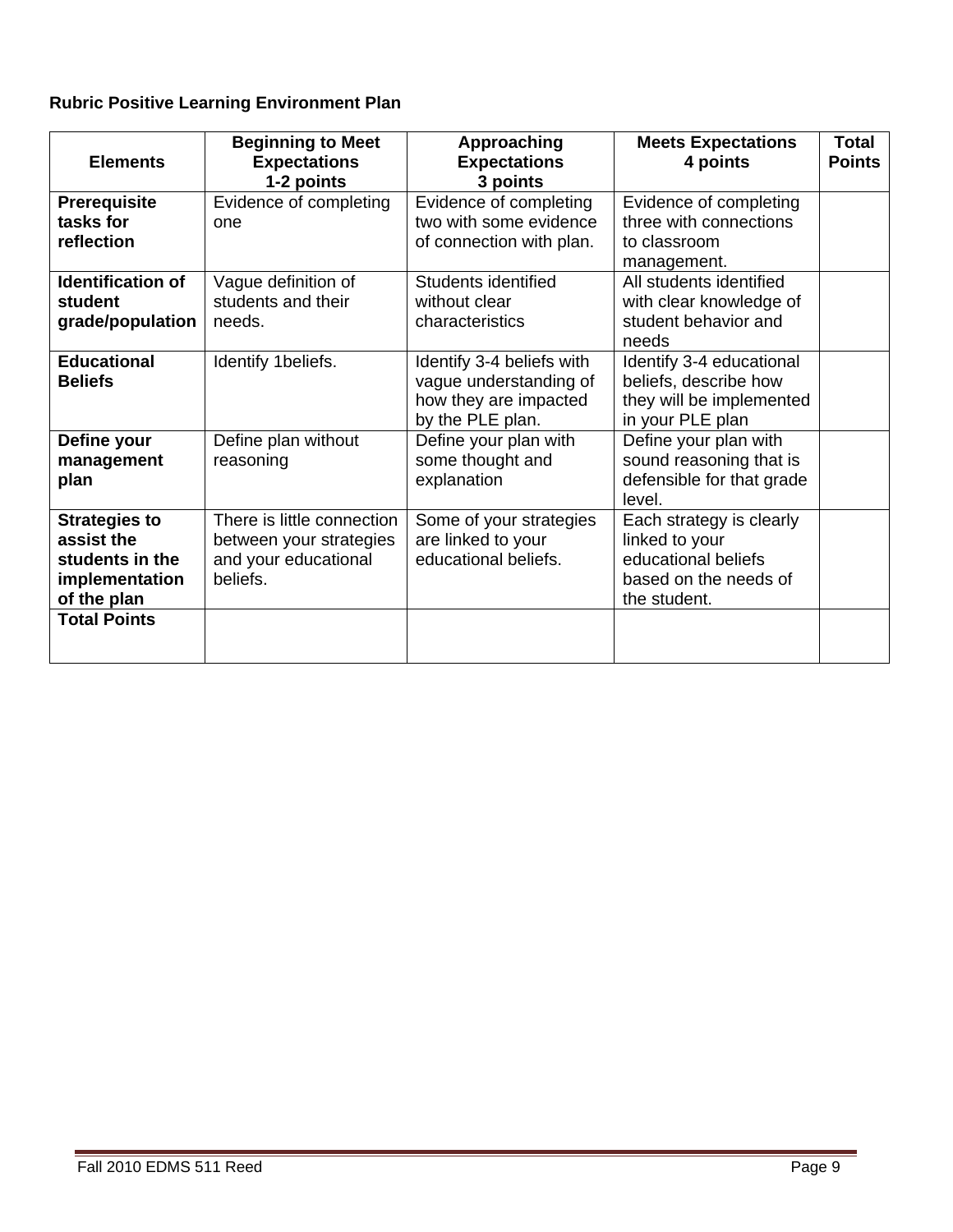**Rubric Positive Learning Environment Plan**

| Elements | Beginning to Meet Expectations 1-2 points | Approaching Expectations 3 points | Meets Expectations 4 points | Total Points |
|---|---|---|---|---|
| **Prerequisite tasks for reflection** | Evidence of completing one | Evidence of completing two with some evidence of connection with plan. | Evidence of completing three with connections to classroom management. | |
| **Identification of student grade/population** | Vague definition of students and their needs. | Students identified without clear characteristics | All students identified with clear knowledge of student behavior and needs | |
| **Educational Beliefs** | Identify 1beliefs. | Identify 3-4 beliefs with vague understanding of how they are impacted by the PLE plan. | Identify 3-4 educational beliefs, describe how they will be implemented in your PLE plan | |
| **Define your management plan** | Define plan without reasoning | Define your plan with some thought and explanation | Define your plan with sound reasoning that is defensible for that grade level. | |
| **Strategies to assist the students in the implementation of the plan** | There is little connection between your strategies and your educational beliefs. | Some of your strategies are linked to your educational beliefs. | Each strategy is clearly linked to your educational beliefs based on the needs of the student. | |
| **Total Points** | | | | |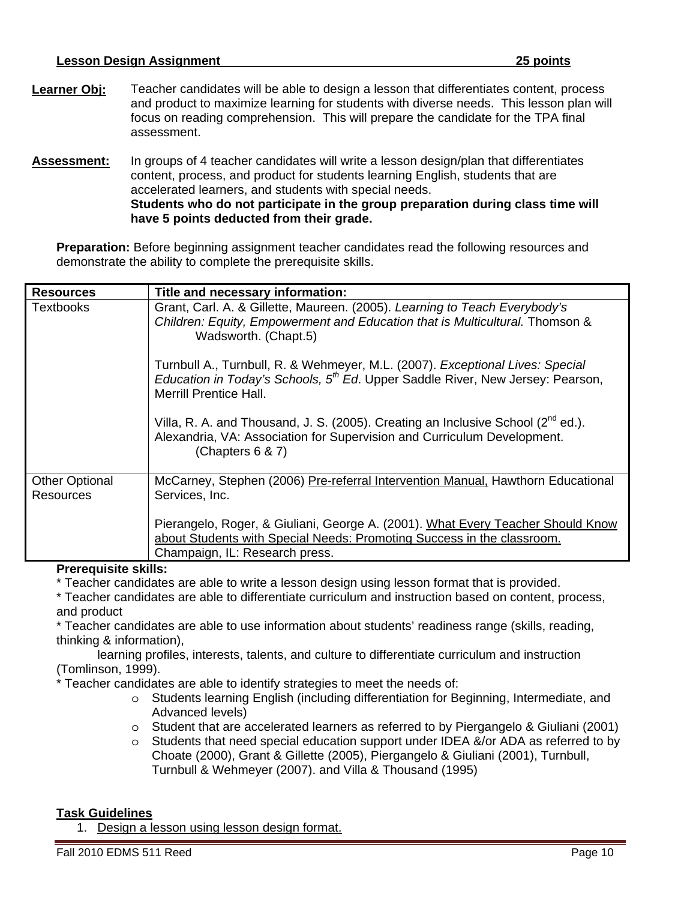**Lesson Design Assignment 25 points**

**Learner Obj:** Teacher candidates will be able to design a lesson that differentiates content, process and product to maximize learning for students with diverse needs. This lesson plan will focus on reading comprehension. This will prepare the candidate for the TPA final assessment.

**Assessment:** In groups of 4 teacher candidates will write a lesson design/plan that differentiates content, process, and product for students learning English, students that are accelerated learners, and students with special needs.
**Students who do not participate in the group preparation during class time will have 5 points deducted from their grade.**

**Preparation:** Before beginning assignment teacher candidates read the following resources and demonstrate the ability to complete the prerequisite skills.

| Resources | Title and necessary information: |
|---|---|
| Textbooks | Grant, Carl. A. & Gillette, Maureen. (2005). *Learning to Teach Everybody's Children: Equity, Empowerment and Education that is Multicultural.* Thomson & Wadsworth. (Chapt.5)<br><br>Turnbull A., Turnbull, R. & Wehmeyer, M.L. (2007). *Exceptional Lives: Special Education in Today's Schools, 5th Ed*. Upper Saddle River, New Jersey: Pearson, Merrill Prentice Hall.<br><br>Villa, R. A. and Thousand, J. S. (2005). Creating an Inclusive School (2nd ed.). Alexandria, VA: Association for Supervision and Curriculum Development. (Chapters 6 & 7) |
| Other Optional Resources | McCarney, Stephen (2006) Pre-referral Intervention Manual, Hawthorn Educational Services, Inc.<br><br>Pierangelo, Roger, & Giuliani, George A. (2001). What Every Teacher Should Know about Students with Special Needs: Promoting Success in the classroom. Champaign, IL: Research press. |

**Prerequisite skills:**

* Teacher candidates are able to write a lesson design using lesson format that is provided.
* Teacher candidates are able to differentiate curriculum and instruction based on content, process, and product
* Teacher candidates are able to use information about students' readiness range (skills, reading, thinking & information), learning profiles, interests, talents, and culture to differentiate curriculum and instruction (Tomlinson, 1999).
* Teacher candidates are able to identify strategies to meet the needs of:
  - Students learning English (including differentiation for Beginning, Intermediate, and Advanced levels)
  - Student that are accelerated learners as referred to by Piergangelo & Giuliani (2001)
  - Students that need special education support under IDEA &/or ADA as referred to by Choate (2000), Grant & Gillette (2005), Piergangelo & Giuliani (2001), Turnbull, Turnbull & Wehmeyer (2007). and Villa & Thousand (1995)

**Task Guidelines**

1. Design a lesson using lesson design format.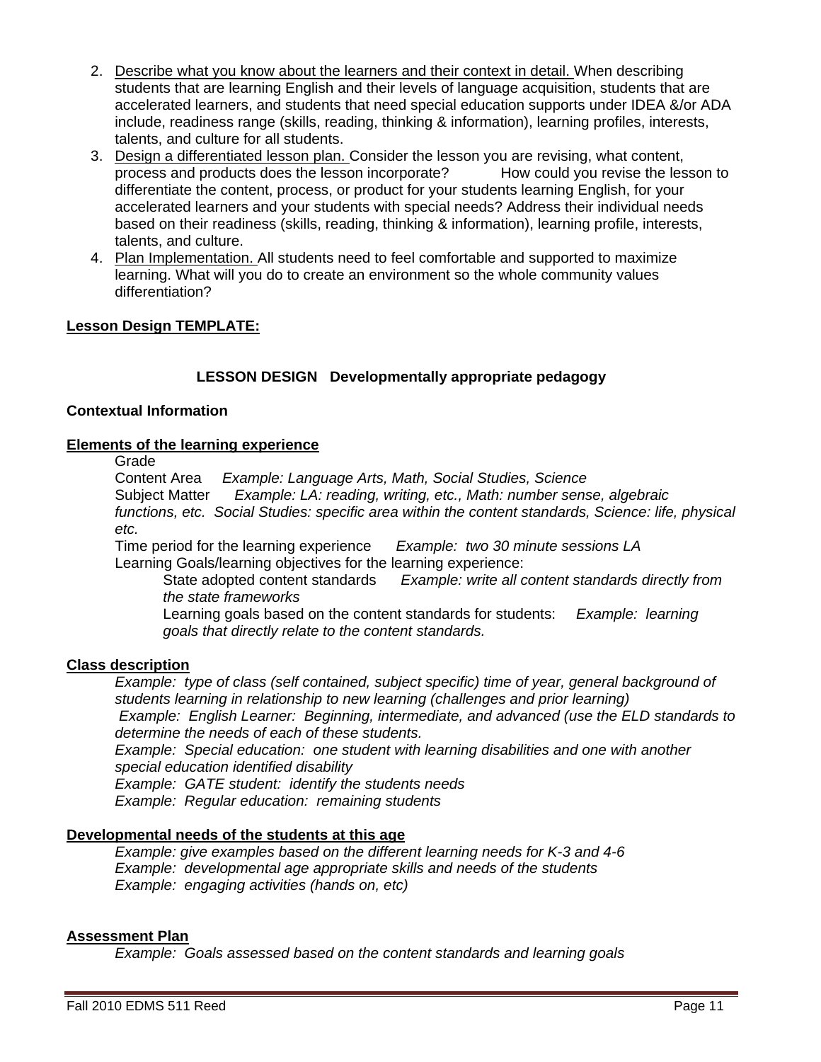2. <u>Describe what you know about the learners and their context in detail.</u> When describing students that are learning English and their levels of language acquisition, students that are accelerated learners, and students that need special education supports under IDEA &/or ADA include, readiness range (skills, reading, thinking & information), learning profiles, interests, talents, and culture for all students.
3. <u>Design a differentiated lesson plan.</u> Consider the lesson you are revising, what content, process and products does the lesson incorporate? How could you revise the lesson to differentiate the content, process, or product for your students learning English, for your accelerated learners and your students with special needs? Address their individual needs based on their readiness (skills, reading, thinking & information), learning profile, interests, talents, and culture.
4. <u>Plan Implementation.</u> All students need to feel comfortable and supported to maximize learning. What will you do to create an environment so the whole community values differentiation?

**<u>Lesson Design TEMPLATE:</u>**

**LESSON DESIGN Developmentally appropriate pedagogy**

**Contextual Information**

**<u>Elements of the learning experience</u>**

Grade
Content Area *Example: Language Arts, Math, Social Studies, Science*
Subject Matter *Example: LA: reading, writing, etc., Math: number sense, algebraic functions, etc. Social Studies: specific area within the content standards, Science: life, physical etc.*
Time period for the learning experience *Example: two 30 minute sessions LA*
Learning Goals/learning objectives for the learning experience:

State adopted content standards *Example: write all content standards directly from the state frameworks*
Learning goals based on the content standards for students: *Example: learning goals that directly relate to the content standards.*

**<u>Class description</u>**

*Example: type of class (self contained, subject specific) time of year, general background of students learning in relationship to new learning (challenges and prior learning)*
*Example: English Learner: Beginning, intermediate, and advanced (use the ELD standards to determine the needs of each of these students.*
*Example: Special education: one student with learning disabilities and one with another special education identified disability*
*Example: GATE student: identify the students needs*
*Example: Regular education: remaining students*

**<u>Developmental needs of the students at this age</u>**

*Example: give examples based on the different learning needs for K-3 and 4-6*
*Example: developmental age appropriate skills and needs of the students*
*Example: engaging activities (hands on, etc)*

**<u>Assessment Plan</u>**

*Example: Goals assessed based on the content standards and learning goals*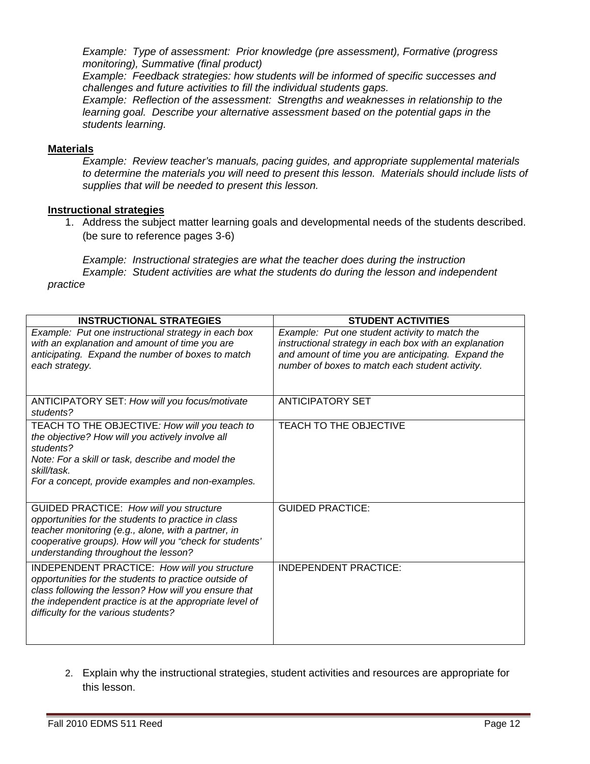*Example: Type of assessment: Prior knowledge (pre assessment), Formative (progress monitoring), Summative (final product)*
*Example: Feedback strategies: how students will be informed of specific successes and challenges and future activities to fill the individual students gaps.*
*Example: Reflection of the assessment: Strengths and weaknesses in relationship to the learning goal. Describe your alternative assessment based on the potential gaps in the students learning.*

**<u>Materials</u>**

*Example: Review teacher's manuals, pacing guides, and appropriate supplemental materials to determine the materials you will need to present this lesson. Materials should include lists of supplies that will be needed to present this lesson.*

**<u>Instructional strategies</u>**

1. Address the subject matter learning goals and developmental needs of the students described. (be sure to reference pages 3-6)

*Example: Instructional strategies are what the teacher does during the instruction*
*Example: Student activities are what the students do during the lesson and independent practice*

| INSTRUCTIONAL STRATEGIES | STUDENT ACTIVITIES |
|---|---|
| *Example: Put one instructional strategy in each box with an explanation and amount of time you are anticipating. Expand the number of boxes to match each strategy.* | *Example: Put one student activity to match the instructional strategy in each box with an explanation and amount of time you are anticipating. Expand the number of boxes to match each student activity.* |
| ANTICIPATORY SET: *How will you focus/motivate students?* | ANTICIPATORY SET |
| TEACH TO THE OBJECTIVE*: How will you teach to the objective? How will you actively involve all students?*<br>*Note: For a skill or task, describe and model the skill/task.*<br>*For a concept, provide examples and non-examples.* | TEACH TO THE OBJECTIVE |
| GUIDED PRACTICE: *How will you structure opportunities for the students to practice in class teacher monitoring (e.g., alone, with a partner, in cooperative groups). How will you "check for students' understanding throughout the lesson?* | GUIDED PRACTICE: |
| INDEPENDENT PRACTICE: *How will you structure opportunities for the students to practice outside of class following the lesson? How will you ensure that the independent practice is at the appropriate level of difficulty for the various students?* | INDEPENDENT PRACTICE: |

2. Explain why the instructional strategies, student activities and resources are appropriate for this lesson.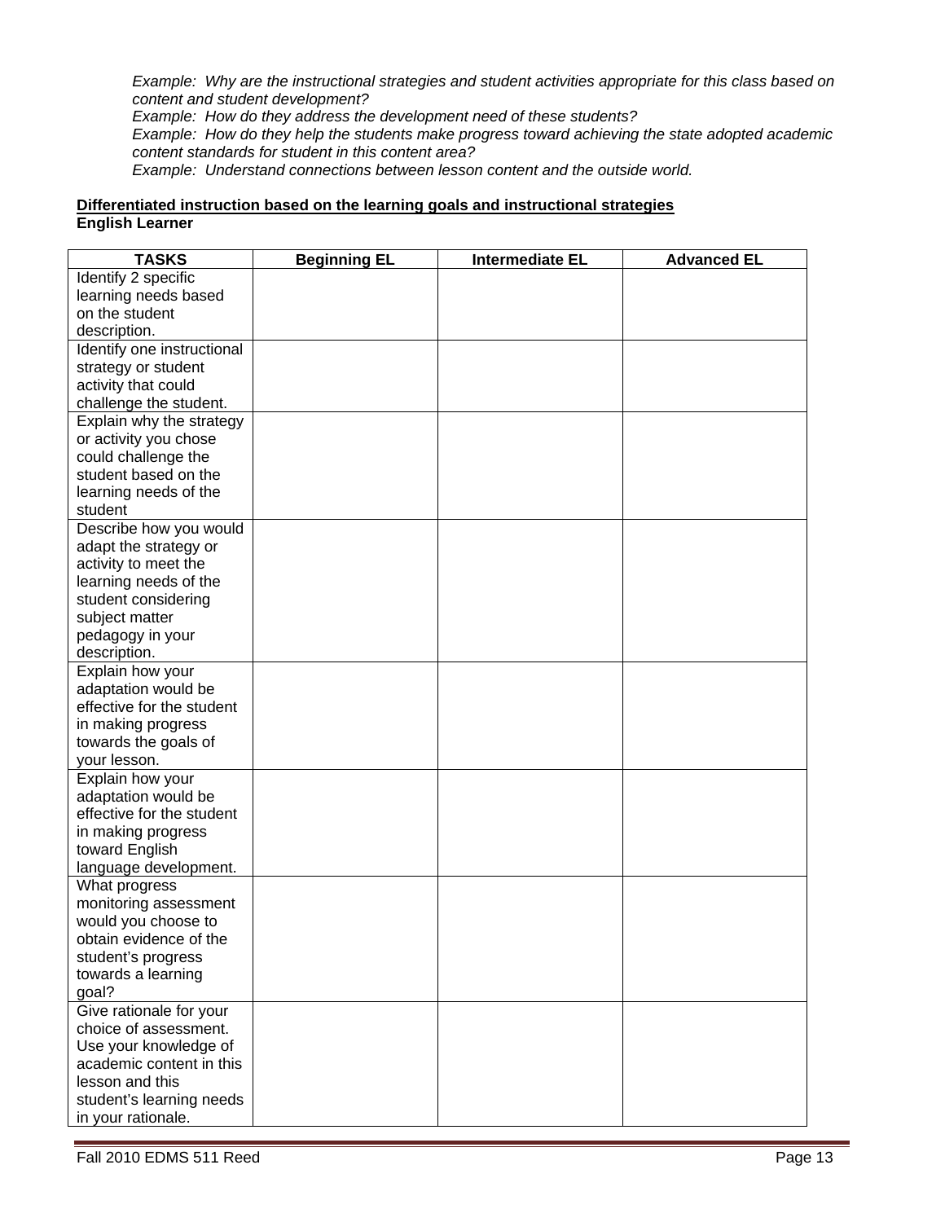*Example: Why are the instructional strategies and student activities appropriate for this class based on content and student development?*
*Example: How do they address the development need of these students?*
*Example: How do they help the students make progress toward achieving the state adopted academic content standards for student in this content area?*
*Example: Understand connections between lesson content and the outside world.*

**Differentiated instruction based on the learning goals and instructional strategies**
**English Learner**

| TASKS | Beginning EL | Intermediate EL | Advanced EL |
|---|---|---|---|
| Identify 2 specific learning needs based on the student description. | | | |
| Identify one instructional strategy or student activity that could challenge the student. | | | |
| Explain why the strategy or activity you chose could challenge the student based on the learning needs of the student | | | |
| Describe how you would adapt the strategy or activity to meet the learning needs of the student considering subject matter pedagogy in your description. | | | |
| Explain how your adaptation would be effective for the student in making progress towards the goals of your lesson. | | | |
| Explain how your adaptation would be effective for the student in making progress toward English language development. | | | |
| What progress monitoring assessment would you choose to obtain evidence of the student's progress towards a learning goal? | | | |
| Give rationale for your choice of assessment. Use your knowledge of academic content in this lesson and this student's learning needs in your rationale. | | | |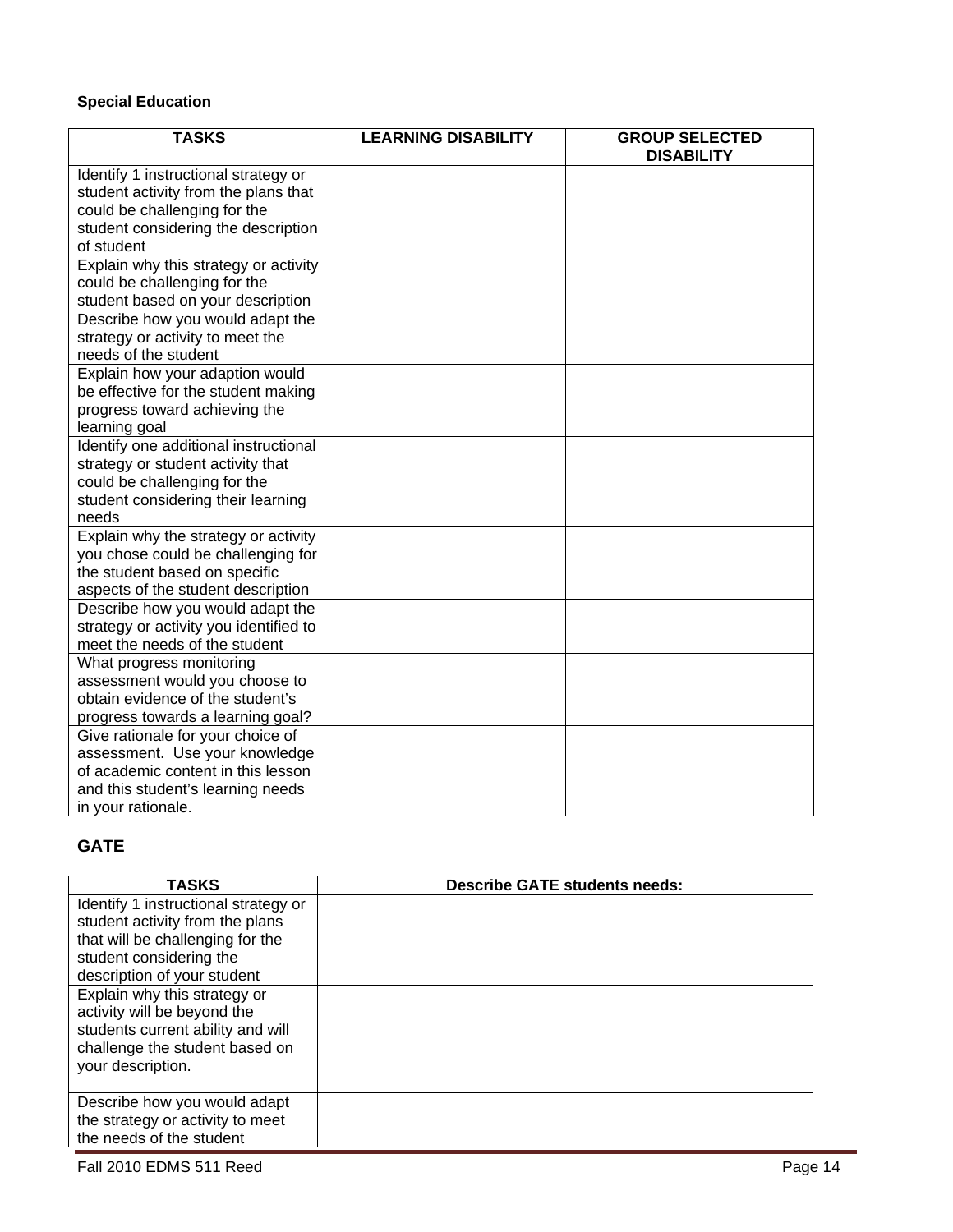**Special Education**

| TASKS | LEARNING DISABILITY | GROUP SELECTED DISABILITY |
|---|---|---|
| Identify 1 instructional strategy or student activity from the plans that could be challenging for the student considering the description of student | | |
| Explain why this strategy or activity could be challenging for the student based on your description | | |
| Describe how you would adapt the strategy or activity to meet the needs of the student | | |
| Explain how your adaption would be effective for the student making progress toward achieving the learning goal | | |
| Identify one additional instructional strategy or student activity that could be challenging for the student considering their learning needs | | |
| Explain why the strategy or activity you chose could be challenging for the student based on specific aspects of the student description | | |
| Describe how you would adapt the strategy or activity you identified to meet the needs of the student | | |
| What progress monitoring assessment would you choose to obtain evidence of the student's progress towards a learning goal? | | |
| Give rationale for your choice of assessment. Use your knowledge of academic content in this lesson and this student's learning needs in your rationale. | | |

## GATE

| TASKS | Describe GATE students needs: |
|---|---|
| Identify 1 instructional strategy or student activity from the plans that will be challenging for the student considering the description of your student | |
| Explain why this strategy or activity will be beyond the students current ability and will challenge the student based on your description. | |
| Describe how you would adapt the strategy or activity to meet the needs of the student | |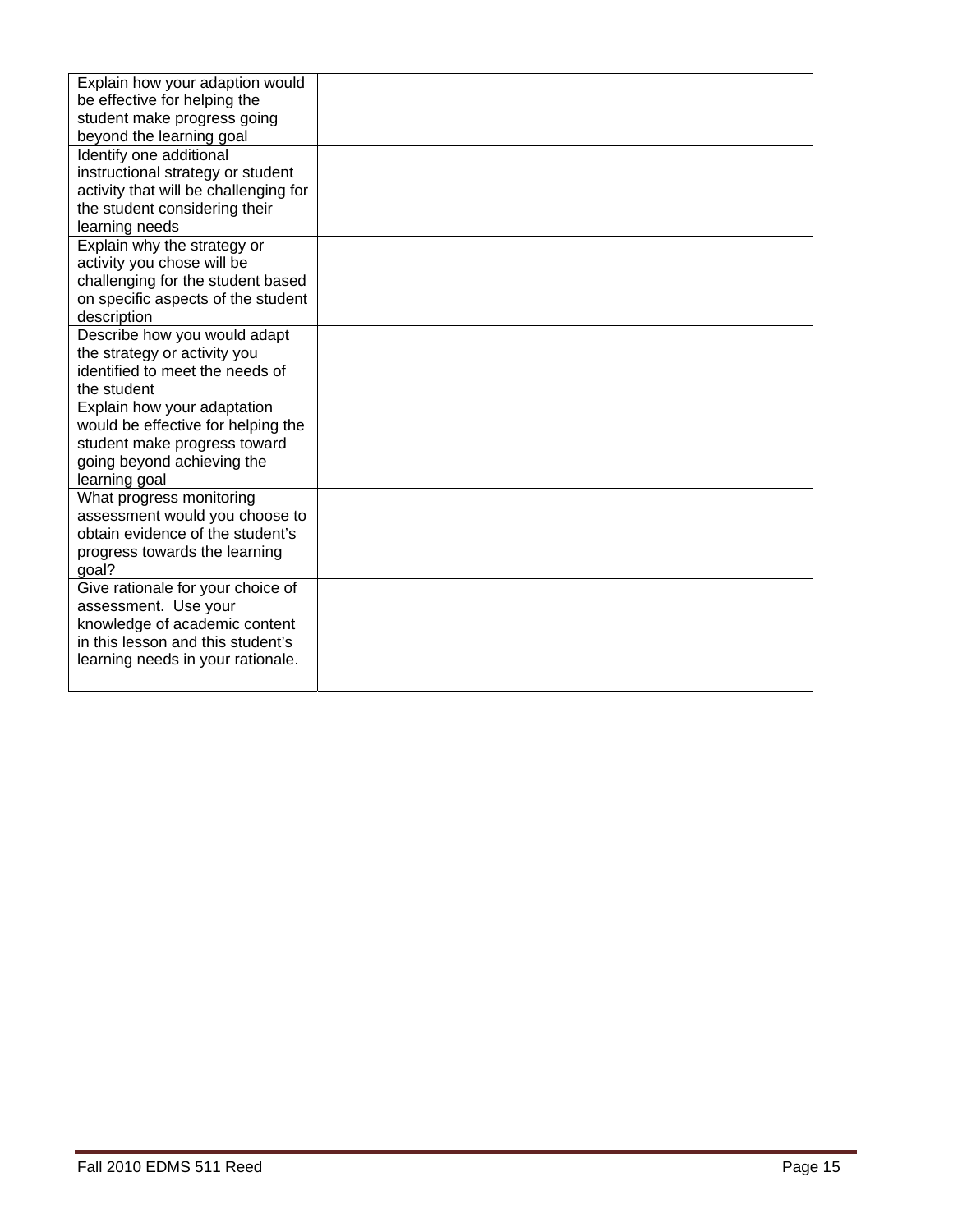| | |
|---|---|
| Explain how your adaption would be effective for helping the student make progress going beyond the learning goal | |
| Identify one additional instructional strategy or student activity that will be challenging for the student considering their learning needs | |
| Explain why the strategy or activity you chose will be challenging for the student based on specific aspects of the student description | |
| Describe how you would adapt the strategy or activity you identified to meet the needs of the student | |
| Explain how your adaptation would be effective for helping the student make progress toward going beyond achieving the learning goal | |
| What progress monitoring assessment would you choose to obtain evidence of the student's progress towards the learning goal? | |
| Give rationale for your choice of assessment. Use your knowledge of academic content in this lesson and this student's learning needs in your rationale. | |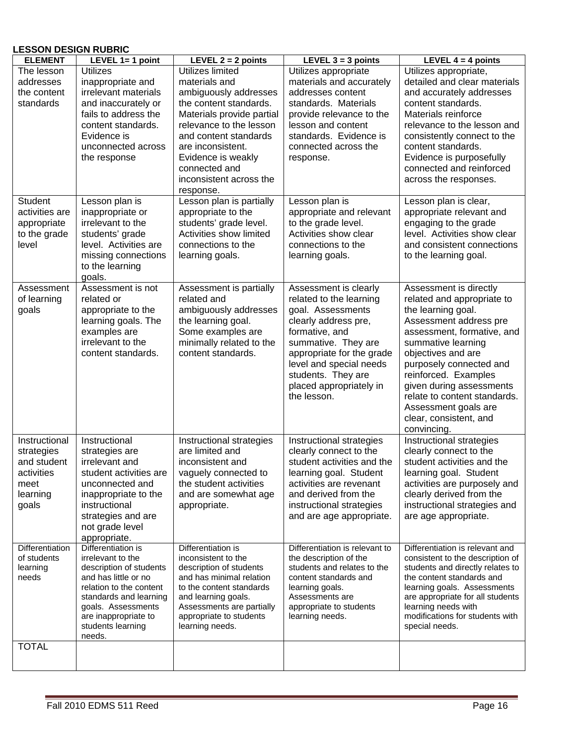**LESSON DESIGN RUBRIC**

| ELEMENT | LEVEL 1= 1 point | LEVEL 2 = 2 points | LEVEL 3 = 3 points | LEVEL 4 = 4 points |
|---|---|---|---|---|
| The lesson addresses the content standards | Utilizes inappropriate and irrelevant materials and inaccurately or fails to address the content standards. Evidence is unconnected across the response | Utilizes limited materials and ambiguously addresses the content standards. Materials provide partial relevance to the lesson and content standards are inconsistent. Evidence is weakly connected and inconsistent across the response. | Utilizes appropriate materials and accurately addresses content standards. Materials provide relevance to the lesson and content standards. Evidence is connected across the response. | Utilizes appropriate, detailed and clear materials and accurately addresses content standards. Materials reinforce relevance to the lesson and consistently connect to the content standards. Evidence is purposefully connected and reinforced across the responses. |
| Student activities are appropriate to the grade level | Lesson plan is inappropriate or irrelevant to the students' grade level. Activities are missing connections to the learning goals. | Lesson plan is partially appropriate to the students' grade level. Activities show limited connections to the learning goals. | Lesson plan is appropriate and relevant to the grade level. Activities show clear connections to the learning goals. | Lesson plan is clear, appropriate relevant and engaging to the grade level. Activities show clear and consistent connections to the learning goal. |
| Assessment of learning goals | Assessment is not related or appropriate to the learning goals. The examples are irrelevant to the content standards. | Assessment is partially related and ambiguously addresses the learning goal. Some examples are minimally related to the content standards. | Assessment is clearly related to the learning goal. Assessments clearly address pre, formative, and summative. They are appropriate for the grade level and special needs students. They are placed appropriately in the lesson. | Assessment is directly related and appropriate to the learning goal. Assessment address pre assessment, formative, and summative learning objectives and are purposely connected and reinforced. Examples given during assessments relate to content standards. Assessment goals are clear, consistent, and convincing. |
| Instructional strategies and student activities meet learning goals | Instructional strategies are irrelevant and student activities are unconnected and inappropriate to the instructional strategies and are not grade level appropriate. | Instructional strategies are limited and inconsistent and vaguely connected to the student activities and are somewhat age appropriate. | Instructional strategies clearly connect to the student activities and the learning goal. Student activities are revenant and derived from the instructional strategies and are age appropriate. | Instructional strategies clearly connect to the student activities and the learning goal. Student activities are purposely and clearly derived from the instructional strategies and are age appropriate. |
| Differentiation of students learning needs | Differentiation is irrelevant to the description of students and has little or no relation to the content standards and learning goals. Assessments are inappropriate to students learning needs. | Differentiation is inconsistent to the description of students and has minimal relation to the content standards and learning goals. Assessments are partially appropriate to students learning needs. | Differentiation is relevant to the description of the students and relates to the content standards and learning goals. Assessments are appropriate to students learning needs. | Differentiation is relevant and consistent to the description of students and directly relates to the content standards and learning goals. Assessments are appropriate for all students learning needs with modifications for students with special needs. |
| TOTAL | | | | |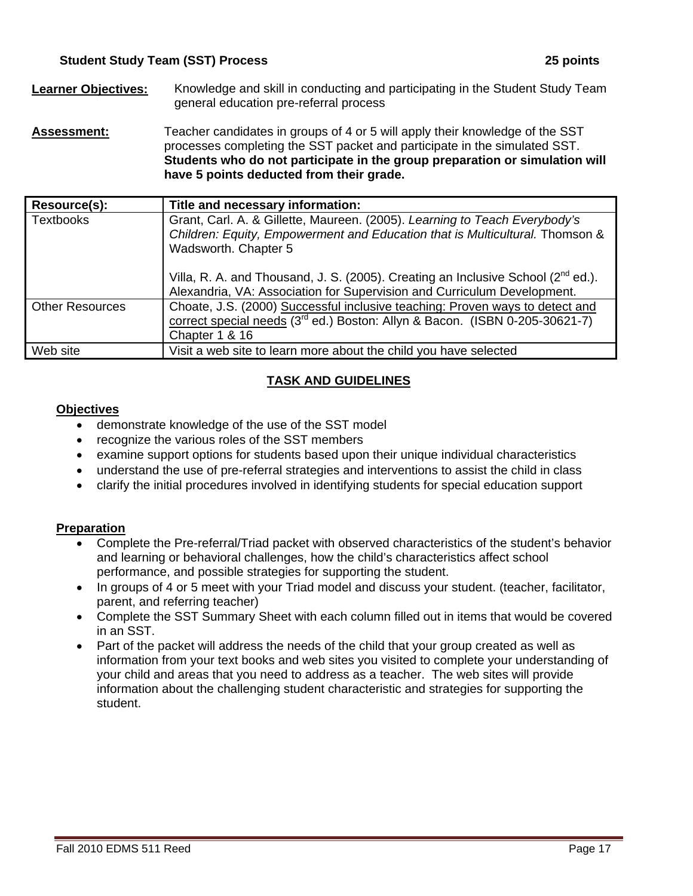**Student Study Team (SST) Process** **25 points**

**Learner Objectives:** Knowledge and skill in conducting and participating in the Student Study Team general education pre-referral process

**Assessment:** Teacher candidates in groups of 4 or 5 will apply their knowledge of the SST processes completing the SST packet and participate in the simulated SST. **Students who do not participate in the group preparation or simulation will have 5 points deducted from their grade.**

| **Resource(s):** | **Title and necessary information:** |
|---|---|
| Textbooks | Grant, Carl. A. & Gillette, Maureen. (2005). *Learning to Teach Everybody's Children: Equity, Empowerment and Education that is Multicultural.* Thomson & Wadsworth. Chapter 5<br><br>Villa, R. A. and Thousand, J. S. (2005). Creating an Inclusive School (2nd ed.). Alexandria, VA: Association for Supervision and Curriculum Development. |
| Other Resources | Choate, J.S. (2000) Successful inclusive teaching: Proven ways to detect and correct special needs (3rd ed.) Boston: Allyn & Bacon. (ISBN 0-205-30621-7) Chapter 1 & 16 |
| Web site | Visit a web site to learn more about the child you have selected |

## TASK AND GUIDELINES

**Objectives**

- demonstrate knowledge of the use of the SST model
- recognize the various roles of the SST members
- examine support options for students based upon their unique individual characteristics
- understand the use of pre-referral strategies and interventions to assist the child in class
- clarify the initial procedures involved in identifying students for special education support

**Preparation**

- Complete the Pre-referral/Triad packet with observed characteristics of the student's behavior and learning or behavioral challenges, how the child's characteristics affect school performance, and possible strategies for supporting the student.
- In groups of 4 or 5 meet with your Triad model and discuss your student. (teacher, facilitator, parent, and referring teacher)
- Complete the SST Summary Sheet with each column filled out in items that would be covered in an SST.
- Part of the packet will address the needs of the child that your group created as well as information from your text books and web sites you visited to complete your understanding of your child and areas that you need to address as a teacher. The web sites will provide information about the challenging student characteristic and strategies for supporting the student.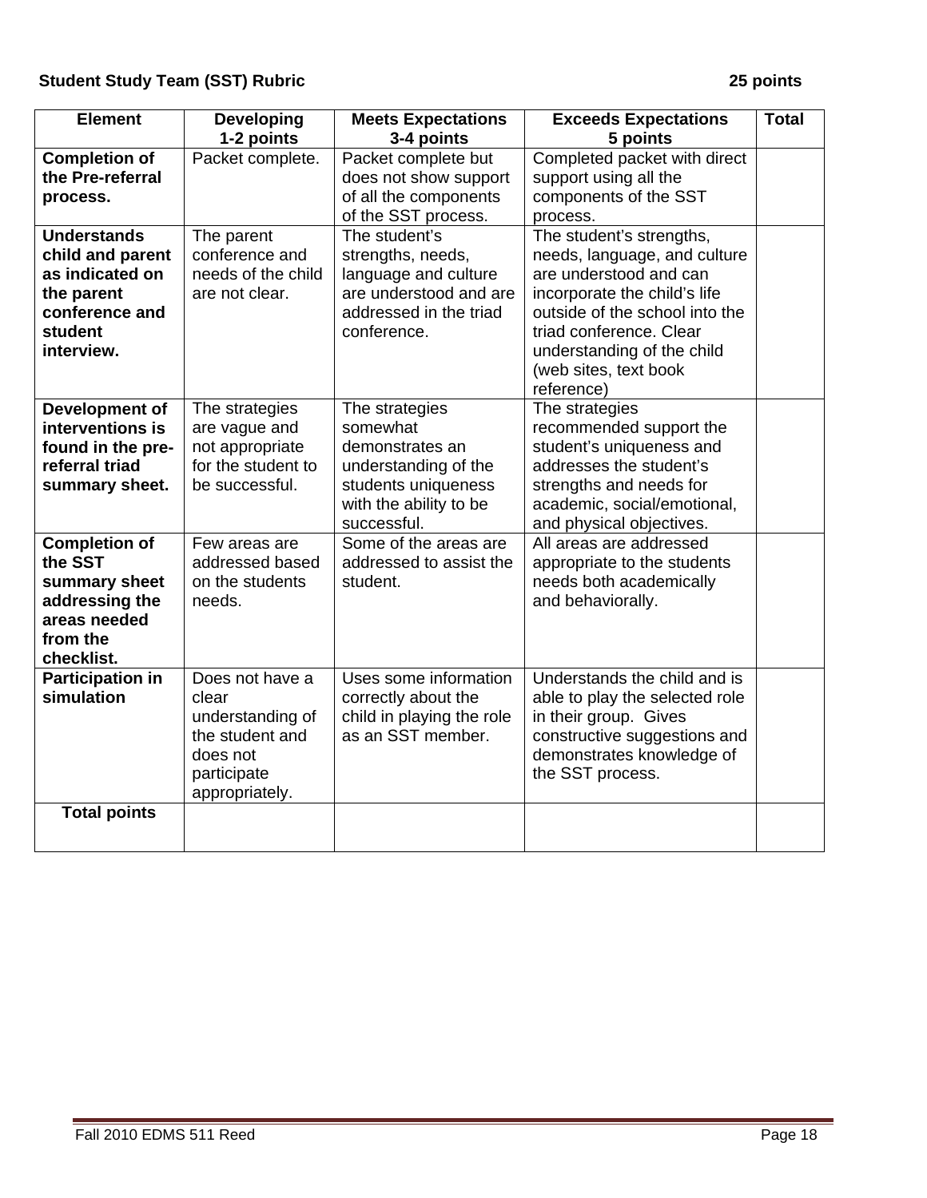**Student Study Team (SST) Rubric** **25 points**

| Element | Developing 1-2 points | Meets Expectations 3-4 points | Exceeds Expectations 5 points | Total |
|---|---|---|---|---|
| **Completion of the Pre-referral process.** | Packet complete. | Packet complete but does not show support of all the components of the SST process. | Completed packet with direct support using all the components of the SST process. | |
| **Understands child and parent as indicated on the parent conference and student interview.** | The parent conference and needs of the child are not clear. | The student's strengths, needs, language and culture are understood and are addressed in the triad conference. | The student's strengths, needs, language, and culture are understood and can incorporate the child's life outside of the school into the triad conference. Clear understanding of the child (web sites, text book reference) | |
| **Development of interventions is found in the pre-referral triad summary sheet.** | The strategies are vague and not appropriate for the student to be successful. | The strategies somewhat demonstrates an understanding of the students uniqueness with the ability to be successful. | The strategies recommended support the student's uniqueness and addresses the student's strengths and needs for academic, social/emotional, and physical objectives. | |
| **Completion of the SST summary sheet addressing the areas needed from the checklist.** | Few areas are addressed based on the students needs. | Some of the areas are addressed to assist the student. | All areas are addressed appropriate to the students needs both academically and behaviorally. | |
| **Participation in simulation** | Does not have a clear understanding of the student and does not participate appropriately. | Uses some information correctly about the child in playing the role as an SST member. | Understands the child and is able to play the selected role in their group. Gives constructive suggestions and demonstrates knowledge of the SST process. | |
| **Total points** | | | | |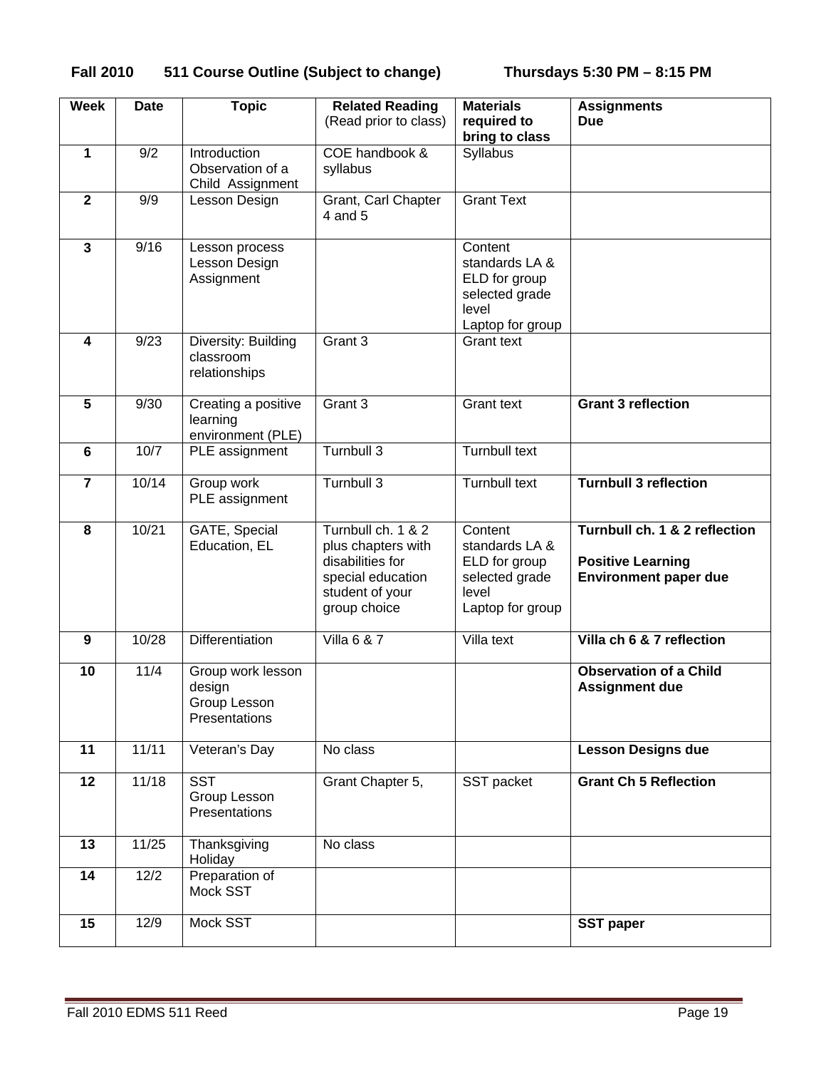**Fall 2010 511 Course Outline (Subject to change) Thursdays 5:30 PM – 8:15 PM**

| Week | Date | Topic | Related Reading (Read prior to class) | Materials required to bring to class | Assignments Due |
|---|---|---|---|---|---|
| 1 | 9/2 | Introduction Observation of a Child Assignment | COE handbook & syllabus | Syllabus | |
| 2 | 9/9 | Lesson Design | Grant, Carl Chapter 4 and 5 | Grant Text | |
| 3 | 9/16 | Lesson process Lesson Design Assignment | | Content standards LA & ELD for group selected grade level Laptop for group | |
| 4 | 9/23 | Diversity: Building classroom relationships | Grant 3 | Grant text | |
| 5 | 9/30 | Creating a positive learning environment (PLE) | Grant 3 | Grant text | **Grant 3 reflection** |
| 6 | 10/7 | PLE assignment | Turnbull 3 | Turnbull text | |
| 7 | 10/14 | Group work PLE assignment | Turnbull 3 | Turnbull text | **Turnbull 3 reflection** |
| 8 | 10/21 | GATE, Special Education, EL | Turnbull ch. 1 & 2 plus chapters with disabilities for special education student of your group choice | Content standards LA & ELD for group selected grade level Laptop for group | **Turnbull ch. 1 & 2 reflection** **Positive Learning Environment paper due** |
| 9 | 10/28 | Differentiation | Villa 6 & 7 | Villa text | **Villa ch 6 & 7 reflection** |
| 10 | 11/4 | Group work lesson design Group Lesson Presentations | | | **Observation of a Child Assignment due** |
| 11 | 11/11 | Veteran's Day | No class | | **Lesson Designs due** |
| 12 | 11/18 | SST Group Lesson Presentations | Grant Chapter 5, | SST packet | **Grant Ch 5 Reflection** |
| 13 | 11/25 | Thanksgiving Holiday | No class | | |
| 14 | 12/2 | Preparation of Mock SST | | | |
| 15 | 12/9 | Mock SST | | | **SST paper** |